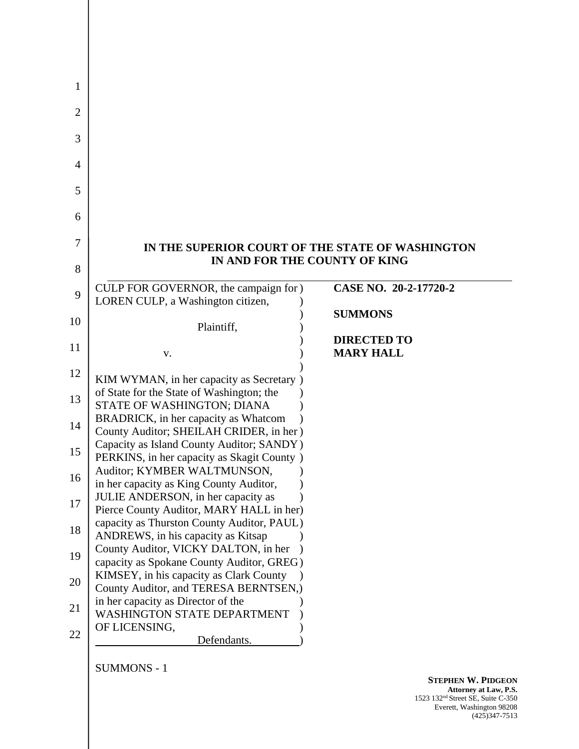# IN THE SUPERIOR COURT OF THE STATE OF WASHINGTON
## IN AND FOR THE COUNTY OF KING

| | |
|---|---|
| CULP FOR GOVERNOR, the campaign for LOREN CULP, a Washington citizen,<br><br>Plaintiff,<br><br>v.<br><br>KIM WYMAN, in her capacity as Secretary of State for the State of Washington; the STATE OF WASHINGTON; DIANA BRADRICK, in her capacity as Whatcom County Auditor; SHEILAH CRIDER, in her Capacity as Island County Auditor; SANDY PERKINS, in her capacity as Skagit County Auditor; KYMBER WALTMUNSON, in her capacity as King County Auditor, JULIE ANDERSON, in her capacity as Pierce County Auditor, MARY HALL in her capacity as Thurston County Auditor, PAUL ANDREWS, in his capacity as Kitsap County Auditor, VICKY DALTON, in her capacity as Spokane County Auditor, GREG KIMSEY, in his capacity as Clark County County Auditor, and TERESA BERNTSEN, in her capacity as Director of the WASHINGTON STATE DEPARTMENT OF LICENSING,<br><br>Defendants. | **CASE NO. 20-2-17720-2**<br><br>**SUMMONS**<br><br>**DIRECTED TO MARY HALL** |

SUMMONS - 1

**STEPHEN W. PIDGEON**
**Attorney at Law, P.S.**
1523 132nd Street SE, Suite C-350
Everett, Washington 98208
(425)347-7513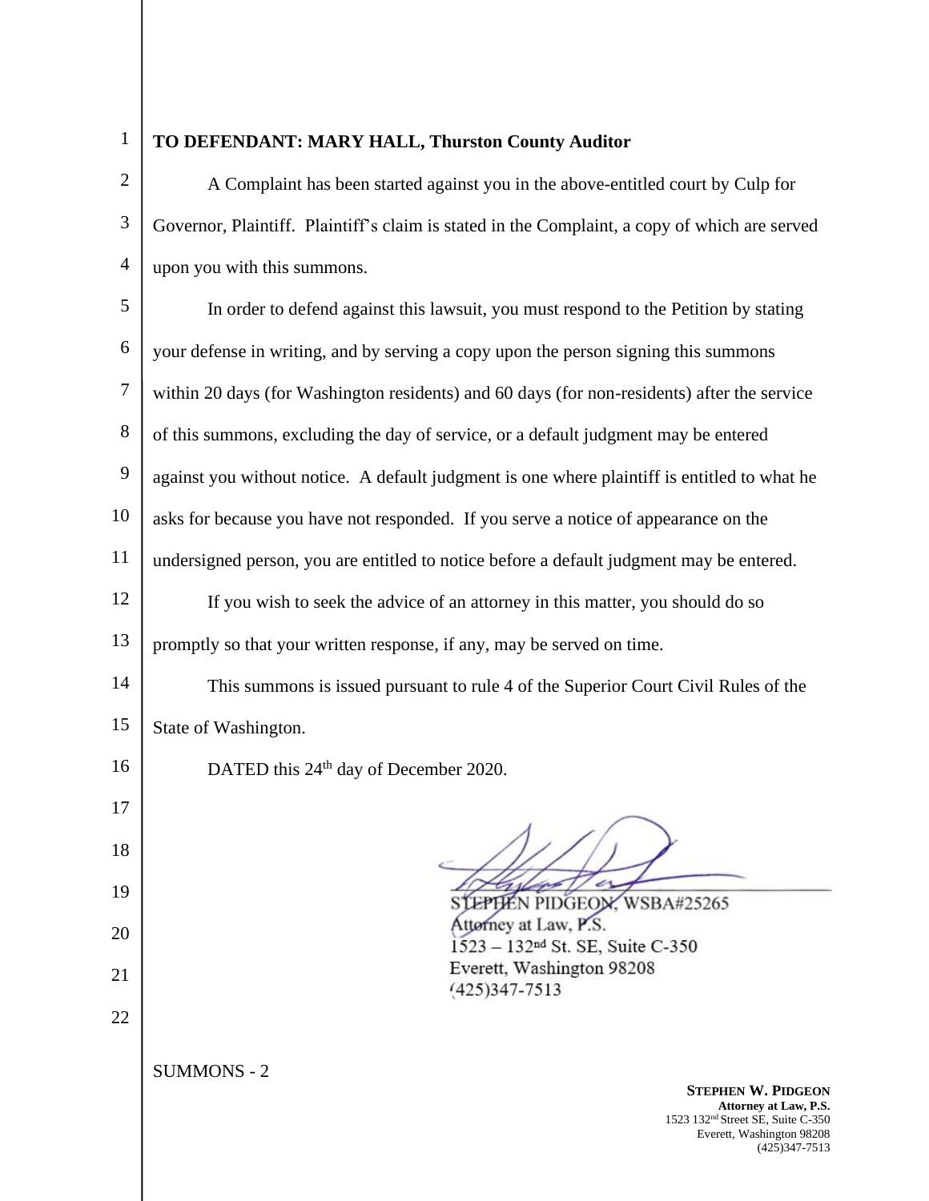**TO DEFENDANT: MARY HALL, Thurston County Auditor**

A Complaint has been started against you in the above-entitled court by Culp for Governor, Plaintiff. Plaintiff's claim is stated in the Complaint, a copy of which are served upon you with this summons.

In order to defend against this lawsuit, you must respond to the Petition by stating your defense in writing, and by serving a copy upon the person signing this summons within 20 days (for Washington residents) and 60 days (for non-residents) after the service of this summons, excluding the day of service, or a default judgment may be entered against you without notice. A default judgment is one where plaintiff is entitled to what he asks for because you have not responded. If you serve a notice of appearance on the undersigned person, you are entitled to notice before a default judgment may be entered.

If you wish to seek the advice of an attorney in this matter, you should do so promptly so that your written response, if any, may be served on time.

This summons is issued pursuant to rule 4 of the Superior Court Civil Rules of the State of Washington.

DATED this 24th day of December 2020.

STEPHEN PIDGEON, WSBA#25265
Attorney at Law, P.S.
1523 – 132nd St. SE, Suite C-350
Everett, Washington 98208
(425)347-7513

SUMMONS - 2

**STEPHEN W. PIDGEON**
**Attorney at Law, P.S.**
1523 132nd Street SE, Suite C-350
Everett, Washington 98208
(425)347-7513